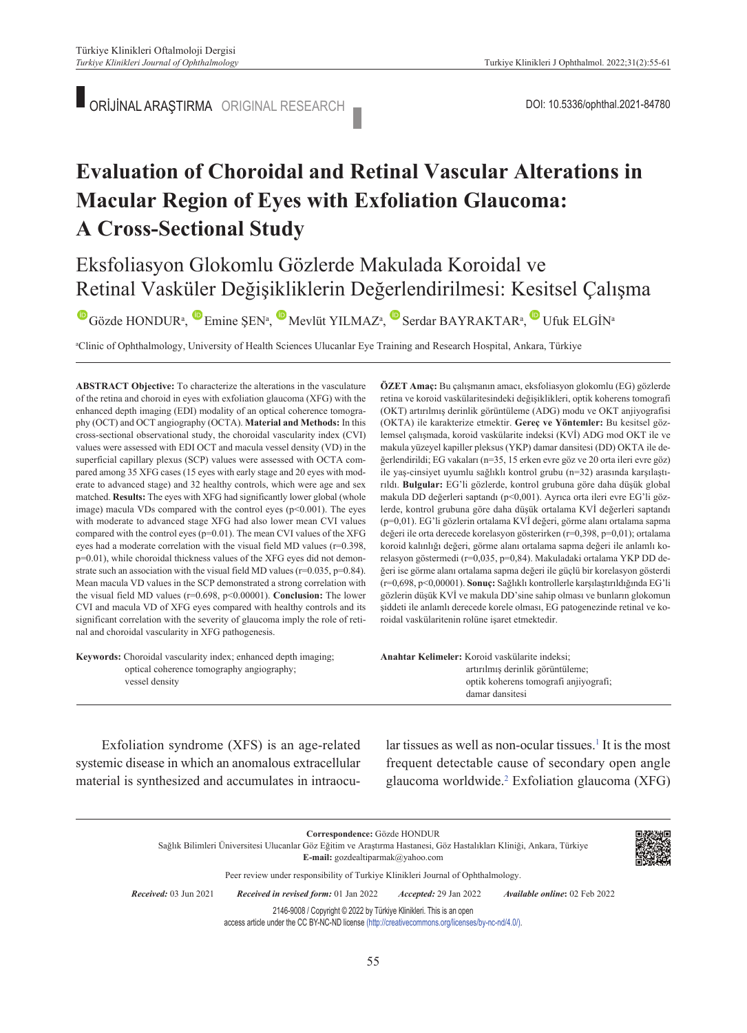ORİJİNAL ARAŞTIRMA ORIGINAL RESEARCH

DOI: 10.5336/ophthal.2021-84780

# Evaluation of Choroidal and Retinal Vascular Alterations in Macular Region of Eyes with Exfoliation Glaucoma: A Cross-Sectional Study

## Eksfoliasyon Glokomlu Gözlerde Makulada Koroidal ve Retinal Vasküler Değişikliklerin Değerlendirilmesi: Kesitsel Çalışma

Gözde HONDUR[a], Emine ŞEN[a], Mevlüt YILMAZ[a], Serdar BAYRAKTAR[a], Ufuk ELGİN[a]

[a]Clinic of Ophthalmology, University of Health Sciences Ulucanlar Eye Training and Research Hospital, Ankara, Türkiye

**ABSTRACT Objective:** To characterize the alterations in the vasculature of the retina and choroid in eyes with exfoliation glaucoma (XFG) with the enhanced depth imaging (EDI) modality of an optical coherence tomography (OCT) and OCT angiography (OCTA). **Material and Methods:** In this cross-sectional observational study, the choroidal vascularity index (CVI) values were assessed with EDI OCT and macula vessel density (VD) in the superficial capillary plexus (SCP) values were assessed with OCTA compared among 35 XFG cases (15 eyes with early stage and 20 eyes with moderate to advanced stage) and 32 healthy controls, which were age and sex matched. **Results:** The eyes with XFG had significantly lower global (whole image) macula VDs compared with the control eyes ($p<0.001$). The eyes with moderate to advanced stage XFG had also lower mean CVI values compared with the control eyes ($p=0.01$). The mean CVI values of the XFG eyes had a moderate correlation with the visual field MD values ($r=0.398$, $p=0.01$), while choroidal thickness values of the XFG eyes did not demonstrate such an association with the visual field MD values ($r=0.035$, $p=0.84$). Mean macula VD values in the SCP demonstrated a strong correlation with the visual field MD values ($r=0.698$, $p<0.00001$). **Conclusion:** The lower CVI and macula VD of XFG eyes compared with healthy controls and its significant correlation with the severity of glaucoma imply the role of retinal and choroidal vascularity in XFG pathogenesis.

**Keywords:** Choroidal vascularity index; enhanced depth imaging; optical coherence tomography angiography; vessel density

**ÖZET Amaç:** Bu çalışmanın amacı, eksfoliasyon glokomlu (EG) gözlerde retina ve koroid vaskülaritesindeki değişiklikleri, optik koherens tomografi (OKT) artırılmış derinlik görüntüleme (ADG) modu ve OKT anjiyografisi (OKTA) ile karakterize etmektir. **Gereç ve Yöntemler:** Bu kesitsel gözlemsel çalışmada, koroid vaskülarite indeksi (KVİ) ADG mod OKT ile ve makula yüzeyel kapiller pleksus (YKP) damar dansitesi (DD) OKTA ile değerlendirildi; EG vakaları (n=35, 15 erken evre göz ve 20 orta ileri evre göz) ile yaş-cinsiyet uyumlu sağlıklı kontrol grubu (n=32) arasında karşılaştırıldı. **Bulgular:** EG'li gözlerde, kontrol grubuna göre daha düşük global makula DD değerleri saptandı ($p<0,001$). Ayrıca orta ileri evre EG'li gözlerde, kontrol grubuna göre daha düşük ortalama KVİ değerleri saptandı ($p=0,01$). EG'li gözlerin ortalama KVİ değeri, görme alanı ortalama sapma değeri ile orta derecede korelasyon gösterirken ($r=0,398$, $p=0,01$); ortalama koroid kalınlığı değeri, görme alanı ortalama sapma değeri ile anlamlı korelasyon göstermedi ($r=0,035$, $p=0,84$). Makuladaki ortalama YKP DD değeri ise görme alanı ortalama sapma değeri ile güçlü bir korelasyon gösterdi ($r=0,698$, $p<0,00001$). **Sonuç:** Sağlıklı kontrollerle karşılaştırıldığında EG'li gözlerin düşük KVİ ve makula DD'sine sahip olması ve bunların glokomun şiddeti ile anlamlı derecede korele olması, EG patogenezinde retinal ve koroidal vaskülaritenin rolüne işaret etmektedir.

**Anahtar Kelimeler:** Koroid vaskülarite indeksi; artırılmış derinlik görüntüleme; optik koherens tomografi anjiyografi; damar dansitesi

Exfoliation syndrome (XFS) is an age-related systemic disease in which an anomalous extracellular material is synthesized and accumulates in intraocular tissues as well as non-ocular tissues.[1] It is the most frequent detectable cause of secondary open angle glaucoma worldwide.[2] Exfoliation glaucoma (XFG)

---

**Correspondence:** Gözde HONDUR
Sağlık Bilimleri Üniversitesi Ulucanlar Göz Eğitim ve Araştırma Hastanesi, Göz Hastalıkları Kliniği, Ankara, Türkiye
**E-mail:** gozdealtiparmak@yahoo.com

Peer review under responsibility of Turkiye Klinikleri Journal of Ophthalmology.

*Received:* 03 Jun 2021 *Received in revised form:* 01 Jan 2022 *Accepted:* 29 Jan 2022 *Available online:* 02 Feb 2022

2146-9008 / Copyright © 2022 by Türkiye Klinikleri. This is an open access article under the CC BY-NC-ND license (http://creativecommons.org/licenses/by-nc-nd/4.0/).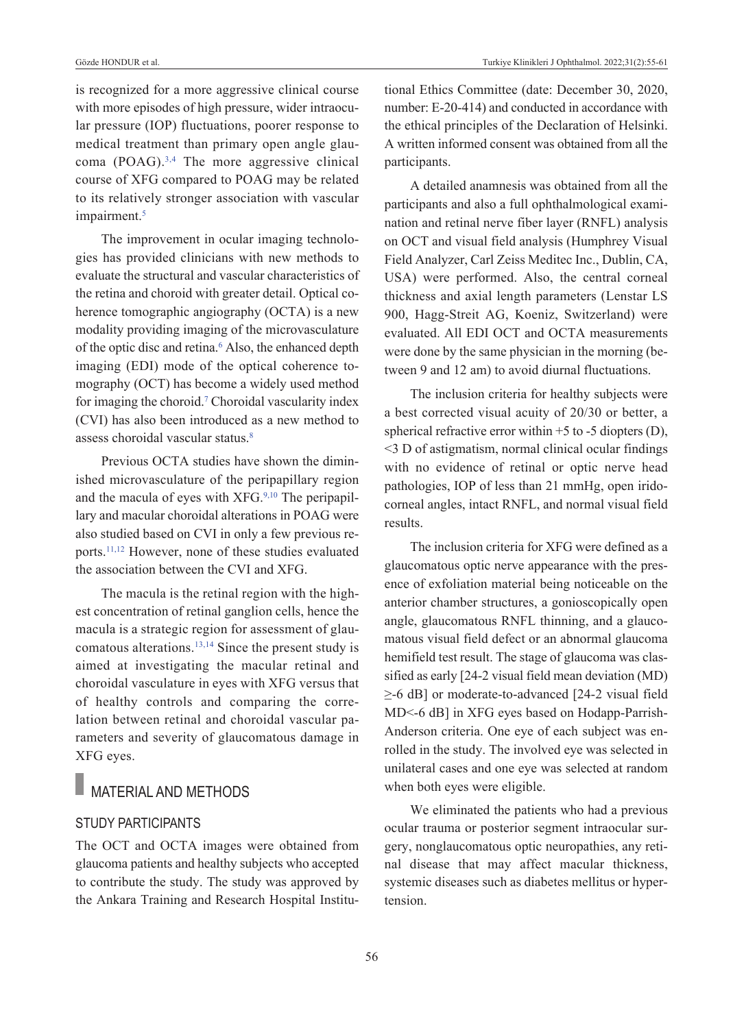is recognized for a more aggressive clinical course with more episodes of high pressure, wider intraocular pressure (IOP) fluctuations, poorer response to medical treatment than primary open angle glaucoma (POAG).[3,4] The more aggressive clinical course of XFG compared to POAG may be related to its relatively stronger association with vascular impairment.[5]

The improvement in ocular imaging technologies has provided clinicians with new methods to evaluate the structural and vascular characteristics of the retina and choroid with greater detail. Optical coherence tomographic angiography (OCTA) is a new modality providing imaging of the microvasculature of the optic disc and retina.[6] Also, the enhanced depth imaging (EDI) mode of the optical coherence tomography (OCT) has become a widely used method for imaging the choroid.[7] Choroidal vascularity index (CVI) has also been introduced as a new method to assess choroidal vascular status.[8]

Previous OCTA studies have shown the diminished microvasculature of the peripapillary region and the macula of eyes with XFG.[9,10] The peripapillary and macular choroidal alterations in POAG were also studied based on CVI in only a few previous reports.[11,12] However, none of these studies evaluated the association between the CVI and XFG.

The macula is the retinal region with the highest concentration of retinal ganglion cells, hence the macula is a strategic region for assessment of glaucomatous alterations.[13,14] Since the present study is aimed at investigating the macular retinal and choroidal vasculature in eyes with XFG versus that of healthy controls and comparing the correlation between retinal and choroidal vascular parameters and severity of glaucomatous damage in XFG eyes.

## MATERIAL AND METHODS

### STUDY PARTICIPANTS

The OCT and OCTA images were obtained from glaucoma patients and healthy subjects who accepted to contribute the study. The study was approved by the Ankara Training and Research Hospital Institutional Ethics Committee (date: December 30, 2020, number: E-20-414) and conducted in accordance with the ethical principles of the Declaration of Helsinki. A written informed consent was obtained from all the participants.

A detailed anamnesis was obtained from all the participants and also a full ophthalmological examination and retinal nerve fiber layer (RNFL) analysis on OCT and visual field analysis (Humphrey Visual Field Analyzer, Carl Zeiss Meditec Inc., Dublin, CA, USA) were performed. Also, the central corneal thickness and axial length parameters (Lenstar LS 900, Hagg-Streit AG, Koeniz, Switzerland) were evaluated. All EDI OCT and OCTA measurements were done by the same physician in the morning (between 9 and 12 am) to avoid diurnal fluctuations.

The inclusion criteria for healthy subjects were a best corrected visual acuity of 20/30 or better, a spherical refractive error within +5 to -5 diopters (D), <3 D of astigmatism, normal clinical ocular findings with no evidence of retinal or optic nerve head pathologies, IOP of less than 21 mmHg, open iridocorneal angles, intact RNFL, and normal visual field results.

The inclusion criteria for XFG were defined as a glaucomatous optic nerve appearance with the presence of exfoliation material being noticeable on the anterior chamber structures, a gonioscopically open angle, glaucomatous RNFL thinning, and a glaucomatous visual field defect or an abnormal glaucoma hemifield test result. The stage of glaucoma was classified as early [24-2 visual field mean deviation (MD) ≥-6 dB] or moderate-to-advanced [24-2 visual field MD<-6 dB] in XFG eyes based on Hodapp-Parrish-Anderson criteria. One eye of each subject was enrolled in the study. The involved eye was selected in unilateral cases and one eye was selected at random when both eyes were eligible.

We eliminated the patients who had a previous ocular trauma or posterior segment intraocular surgery, nonglaucomatous optic neuropathies, any retinal disease that may affect macular thickness, systemic diseases such as diabetes mellitus or hypertension.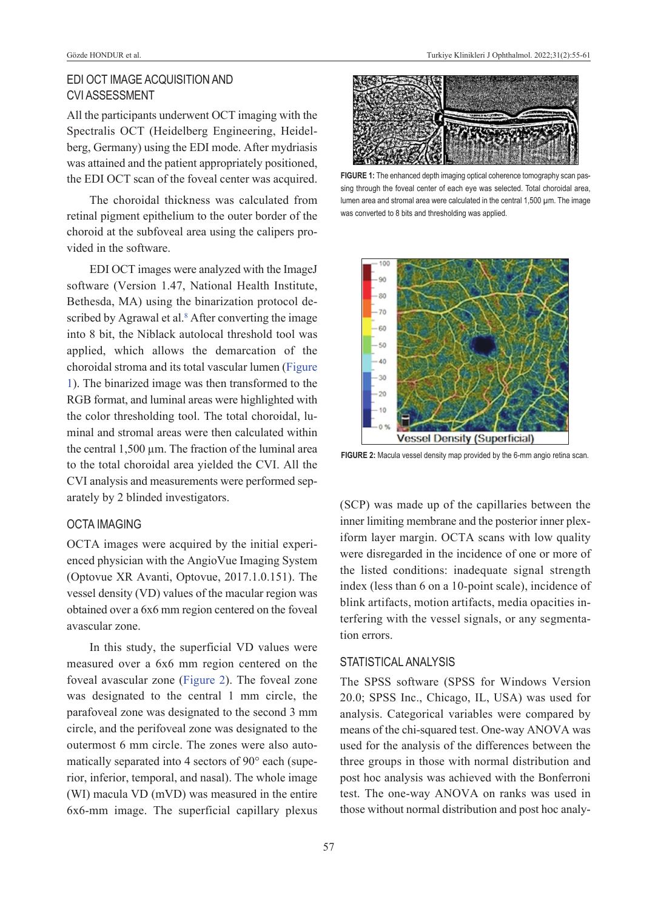## EDI OCT IMAGE ACQUISITION AND CVI ASSESSMENT

All the participants underwent OCT imaging with the Spectralis OCT (Heidelberg Engineering, Heidelberg, Germany) using the EDI mode. After mydriasis was attained and the patient appropriately positioned, the EDI OCT scan of the foveal center was acquired.

The choroidal thickness was calculated from retinal pigment epithelium to the outer border of the choroid at the subfoveal area using the calipers provided in the software.

EDI OCT images were analyzed with the ImageJ software (Version 1.47, National Health Institute, Bethesda, MA) using the binarization protocol described by Agrawal et al.[8] After converting the image into 8 bit, the Niblack autolocal threshold tool was applied, which allows the demarcation of the choroidal stroma and its total vascular lumen (Figure 1). The binarized image was then transformed to the RGB format, and luminal areas were highlighted with the color thresholding tool. The total choroidal, luminal and stromal areas were then calculated within the central 1,500 µm. The fraction of the luminal area to the total choroidal area yielded the CVI. All the CVI analysis and measurements were performed separately by 2 blinded investigators.

**FIGURE 1:** The enhanced depth imaging optical coherence tomography scan passing through the foveal center of each eye was selected. Total choroidal area, lumen area and stromal area were calculated in the central 1,500 µm. The image was converted to 8 bits and thresholding was applied.

## OCTA IMAGING

OCTA images were acquired by the initial experienced physician with the AngioVue Imaging System (Optovue XR Avanti, Optovue, 2017.1.0.151). The vessel density (VD) values of the macular region was obtained over a 6x6 mm region centered on the foveal avascular zone.

In this study, the superficial VD values were measured over a 6x6 mm region centered on the foveal avascular zone (Figure 2). The foveal zone was designated to the central 1 mm circle, the parafoveal zone was designated to the second 3 mm circle, and the perifoveal zone was designated to the outermost 6 mm circle. The zones were also automatically separated into 4 sectors of 90° each (superior, inferior, temporal, and nasal). The whole image (WI) macula VD (mVD) was measured in the entire 6x6-mm image. The superficial capillary plexus (SCP) was made up of the capillaries between the inner limiting membrane and the posterior inner plexiform layer margin. OCTA scans with low quality were disregarded in the incidence of one or more of the listed conditions: inadequate signal strength index (less than 6 on a 10-point scale), incidence of blink artifacts, motion artifacts, media opacities interfering with the vessel signals, or any segmentation errors.

**FIGURE 2:** Macula vessel density map provided by the 6-mm angio retina scan.

## STATISTICAL ANALYSIS

The SPSS software (SPSS for Windows Version 20.0; SPSS Inc., Chicago, IL, USA) was used for analysis. Categorical variables were compared by means of the chi-squared test. One-way ANOVA was used for the analysis of the differences between the three groups in those with normal distribution and post hoc analysis was achieved with the Bonferroni test. The one-way ANOVA on ranks was used in those without normal distribution and post hoc analy-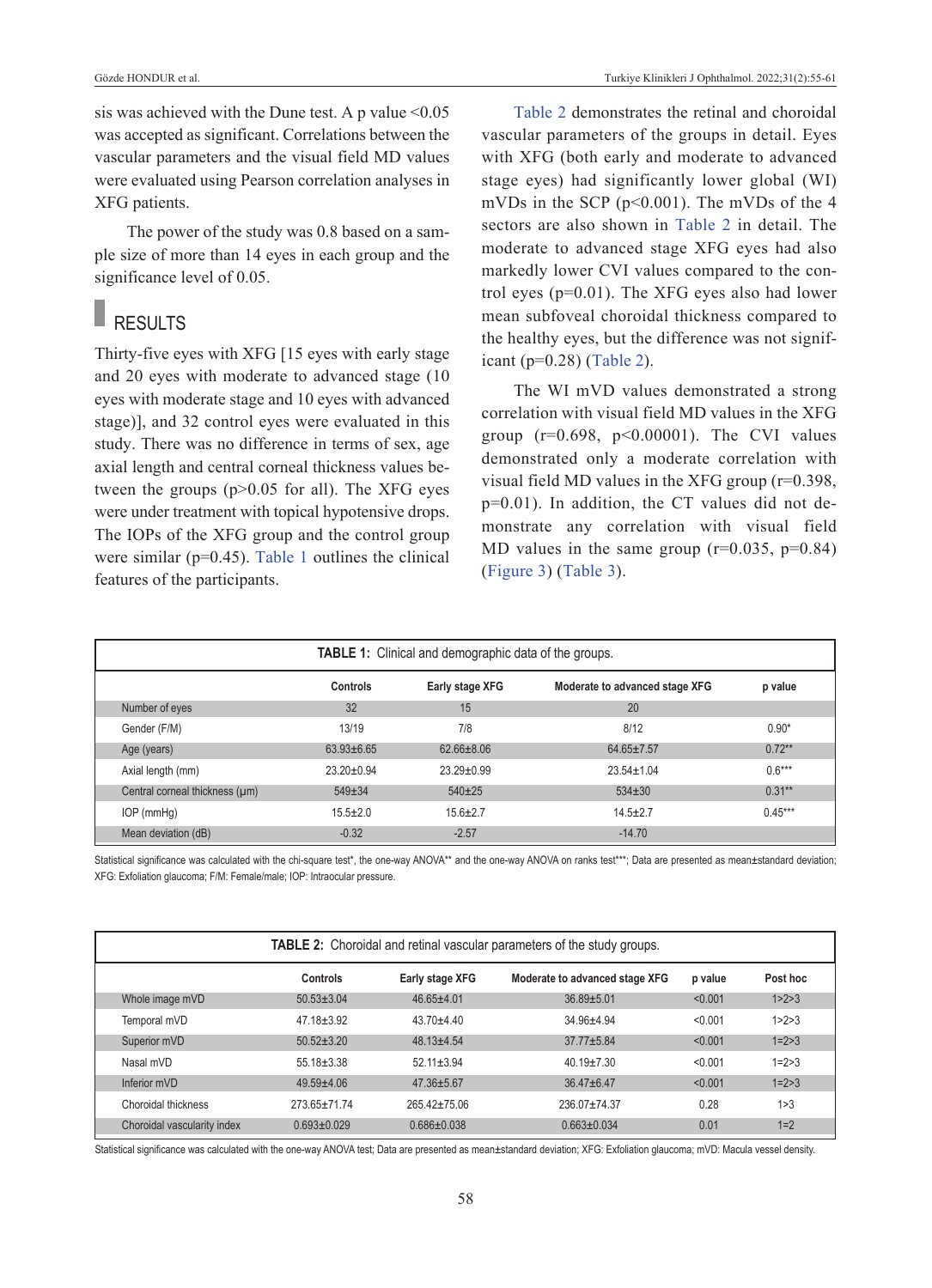sis was achieved with the Dune test. A p value <0.05 was accepted as significant. Correlations between the vascular parameters and the visual field MD values were evaluated using Pearson correlation analyses in XFG patients.

The power of the study was 0.8 based on a sample size of more than 14 eyes in each group and the significance level of 0.05.

## RESULTS

Thirty-five eyes with XFG [15 eyes with early stage and 20 eyes with moderate to advanced stage (10 eyes with moderate stage and 10 eyes with advanced stage)], and 32 control eyes were evaluated in this study. There was no difference in terms of sex, age axial length and central corneal thickness values between the groups (p>0.05 for all). The XFG eyes were under treatment with topical hypotensive drops. The IOPs of the XFG group and the control group were similar (p=0.45). Table 1 outlines the clinical features of the participants.

Table 2 demonstrates the retinal and choroidal vascular parameters of the groups in detail. Eyes with XFG (both early and moderate to advanced stage eyes) had significantly lower global (WI) mVDs in the SCP (p<0.001). The mVDs of the 4 sectors are also shown in Table 2 in detail. The moderate to advanced stage XFG eyes had also markedly lower CVI values compared to the control eyes (p=0.01). The XFG eyes also had lower mean subfoveal choroidal thickness compared to the healthy eyes, but the difference was not significant (p=0.28) (Table 2).

The WI mVD values demonstrated a strong correlation with visual field MD values in the XFG group (r=0.698, p<0.00001). The CVI values demonstrated only a moderate correlation with visual field MD values in the XFG group (r=0.398, p=0.01). In addition, the CT values did not demonstrate any correlation with visual field MD values in the same group (r=0.035, p=0.84) (Figure 3) (Table 3).

**TABLE 1:** Clinical and demographic data of the groups.

| | Controls | Early stage XFG | Moderate to advanced stage XFG | p value |
|---|---|---|---|---|
| Number of eyes | 32 | 15 | 20 | |
| Gender (F/M) | 13/19 | 7/8 | 8/12 | 0.90* |
| Age (years) | 63.93±6.65 | 62.66±8.06 | 64.65±7.57 | 0.72** |
| Axial length (mm) | 23.20±0.94 | 23.29±0.99 | 23.54±1.04 | 0.6*** |
| Central corneal thickness (μm) | 549±34 | 540±25 | 534±30 | 0.31** |
| IOP (mmHg) | 15.5±2.0 | 15.6±2.7 | 14.5±2.7 | 0.45*** |
| Mean deviation (dB) | -0.32 | -2.57 | -14.70 | |

Statistical significance was calculated with the chi-square test*, the one-way ANOVA** and the one-way ANOVA on ranks test***; Data are presented as mean±standard deviation; XFG: Exfoliation glaucoma; F/M: Female/male; IOP: Intraocular pressure.

**TABLE 2:** Choroidal and retinal vascular parameters of the study groups.

| | Controls | Early stage XFG | Moderate to advanced stage XFG | p value | Post hoc |
|---|---|---|---|---|---|
| Whole image mVD | 50.53±3.04 | 46.65±4.01 | 36.89±5.01 | <0.001 | 1>2>3 |
| Temporal mVD | 47.18±3.92 | 43.70±4.40 | 34.96±4.94 | <0.001 | 1>2>3 |
| Superior mVD | 50.52±3.20 | 48.13±4.54 | 37.77±5.84 | <0.001 | 1=2>3 |
| Nasal mVD | 55.18±3.38 | 52.11±3.94 | 40.19±7.30 | <0.001 | 1=2>3 |
| Inferior mVD | 49.59±4.06 | 47.36±5.67 | 36.47±6.47 | <0.001 | 1=2>3 |
| Choroidal thickness | 273.65±71.74 | 265.42±75.06 | 236.07±74.37 | 0.28 | 1>3 |
| Choroidal vascularity index | 0.693±0.029 | 0.686±0.038 | 0.663±0.034 | 0.01 | 1=2 |

Statistical significance was calculated with the one-way ANOVA test; Data are presented as mean±standard deviation; XFG: Exfoliation glaucoma; mVD: Macula vessel density.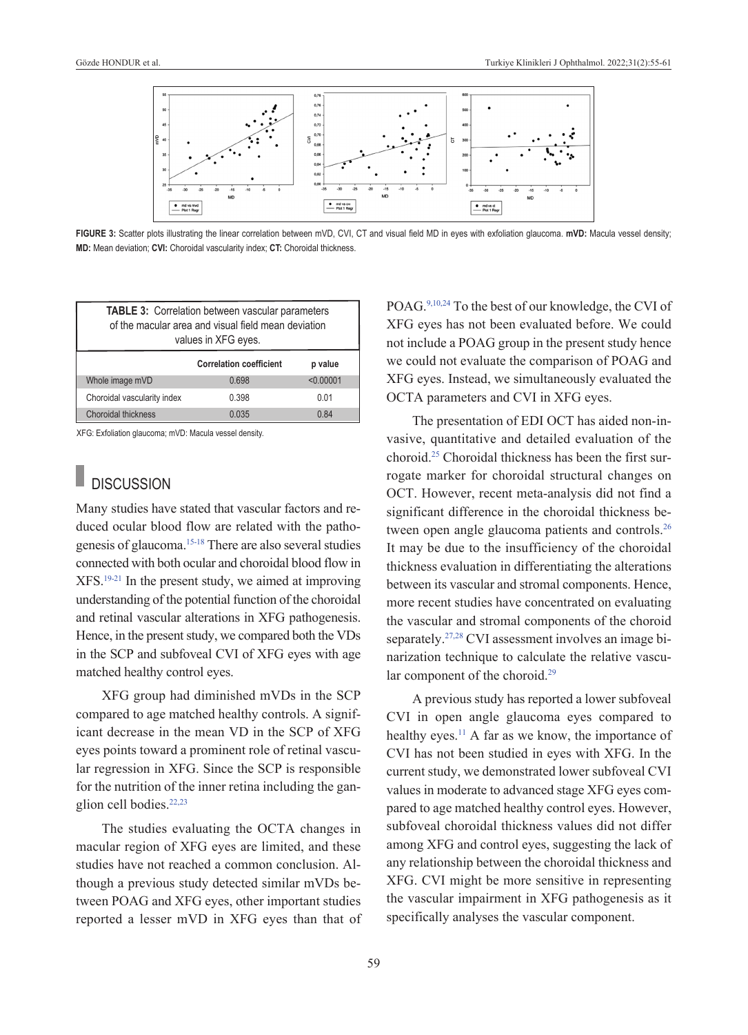**FIGURE 3:** Scatter plots illustrating the linear correlation between mVD, CVI, CT and visual field MD in eyes with exfoliation glaucoma. **mVD:** Macula vessel density; **MD:** Mean deviation; **CVI:** Choroidal vascularity index; **CT:** Choroidal thickness.

**TABLE 3:** Correlation between vascular parameters of the macular area and visual field mean deviation values in XFG eyes.

| | Correlation coefficient | p value |
|---|---|---|
| Whole image mVD | 0.698 | <0.00001 |
| Choroidal vascularity index | 0.398 | 0.01 |
| Choroidal thickness | 0.035 | 0.84 |

XFG: Exfoliation glaucoma; mVD: Macula vessel density.

## DISCUSSION

Many studies have stated that vascular factors and reduced ocular blood flow are related with the pathogenesis of glaucoma.[15-18] There are also several studies connected with both ocular and choroidal blood flow in XFS.[19-21] In the present study, we aimed at improving understanding of the potential function of the choroidal and retinal vascular alterations in XFG pathogenesis. Hence, in the present study, we compared both the VDs in the SCP and subfoveal CVI of XFG eyes with age matched healthy control eyes.

XFG group had diminished mVDs in the SCP compared to age matched healthy controls. A significant decrease in the mean VD in the SCP of XFG eyes points toward a prominent role of retinal vascular regression in XFG. Since the SCP is responsible for the nutrition of the inner retina including the ganglion cell bodies.[22,23]

The studies evaluating the OCTA changes in macular region of XFG eyes are limited, and these studies have not reached a common conclusion. Although a previous study detected similar mVDs between POAG and XFG eyes, other important studies reported a lesser mVD in XFG eyes than that of POAG.[9,10,24] To the best of our knowledge, the CVI of XFG eyes has not been evaluated before. We could not include a POAG group in the present study hence we could not evaluate the comparison of POAG and XFG eyes. Instead, we simultaneously evaluated the OCTA parameters and CVI in XFG eyes.

The presentation of EDI OCT has aided non-invasive, quantitative and detailed evaluation of the choroid.[25] Choroidal thickness has been the first surrogate marker for choroidal structural changes on OCT. However, recent meta-analysis did not find a significant difference in the choroidal thickness between open angle glaucoma patients and controls.[26] It may be due to the insufficiency of the choroidal thickness evaluation in differentiating the alterations between its vascular and stromal components. Hence, more recent studies have concentrated on evaluating the vascular and stromal components of the choroid separately.[27,28] CVI assessment involves an image binarization technique to calculate the relative vascular component of the choroid.[29]

A previous study has reported a lower subfoveal CVI in open angle glaucoma eyes compared to healthy eyes.[11] A far as we know, the importance of CVI has not been studied in eyes with XFG. In the current study, we demonstrated lower subfoveal CVI values in moderate to advanced stage XFG eyes compared to age matched healthy control eyes. However, subfoveal choroidal thickness values did not differ among XFG and control eyes, suggesting the lack of any relationship between the choroidal thickness and XFG. CVI might be more sensitive in representing the vascular impairment in XFG pathogenesis as it specifically analyses the vascular component.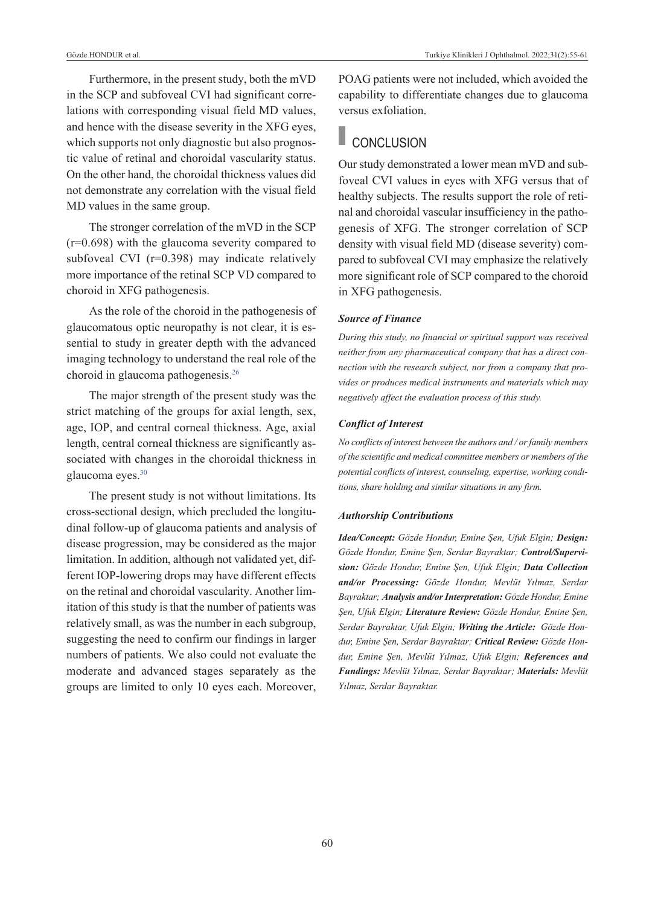Furthermore, in the present study, both the mVD in the SCP and subfoveal CVI had significant correlations with corresponding visual field MD values, and hence with the disease severity in the XFG eyes, which supports not only diagnostic but also prognostic value of retinal and choroidal vascularity status. On the other hand, the choroidal thickness values did not demonstrate any correlation with the visual field MD values in the same group.

The stronger correlation of the mVD in the SCP ($r=0.698$) with the glaucoma severity compared to subfoveal CVI ($r=0.398$) may indicate relatively more importance of the retinal SCP VD compared to choroid in XFG pathogenesis.

As the role of the choroid in the pathogenesis of glaucomatous optic neuropathy is not clear, it is essential to study in greater depth with the advanced imaging technology to understand the real role of the choroid in glaucoma pathogenesis.[26]

The major strength of the present study was the strict matching of the groups for axial length, sex, age, IOP, and central corneal thickness. Age, axial length, central corneal thickness are significantly associated with changes in the choroidal thickness in glaucoma eyes.[30]

The present study is not without limitations. Its cross-sectional design, which precluded the longitudinal follow-up of glaucoma patients and analysis of disease progression, may be considered as the major limitation. In addition, although not validated yet, different IOP-lowering drops may have different effects on the retinal and choroidal vascularity. Another limitation of this study is that the number of patients was relatively small, as was the number in each subgroup, suggesting the need to confirm our findings in larger numbers of patients. We also could not evaluate the moderate and advanced stages separately as the groups are limited to only 10 eyes each. Moreover, POAG patients were not included, which avoided the capability to differentiate changes due to glaucoma versus exfoliation.

## CONCLUSION

Our study demonstrated a lower mean mVD and subfoveal CVI values in eyes with XFG versus that of healthy subjects. The results support the role of retinal and choroidal vascular insufficiency in the pathogenesis of XFG. The stronger correlation of SCP density with visual field MD (disease severity) compared to subfoveal CVI may emphasize the relatively more significant role of SCP compared to the choroid in XFG pathogenesis.

***Source of Finance***

*During this study, no financial or spiritual support was received neither from any pharmaceutical company that has a direct connection with the research subject, nor from a company that provides or produces medical instruments and materials which may negatively affect the evaluation process of this study.*

***Conflict of Interest***

*No conflicts of interest between the authors and / or family members of the scientific and medical committee members or members of the potential conflicts of interest, counseling, expertise, working conditions, share holding and similar situations in any firm.*

***Authorship Contributions***

***Idea/Concept:*** *Gözde Hondur, Emine Şen, Ufuk Elgin;* ***Design:*** *Gözde Hondur, Emine Şen, Serdar Bayraktar;* ***Control/Supervision:*** *Gözde Hondur, Emine Şen, Ufuk Elgin;* ***Data Collection and/or Processing:*** *Gözde Hondur, Mevlüt Yılmaz, Serdar Bayraktar;* ***Analysis and/or Interpretation:*** *Gözde Hondur, Emine Şen, Ufuk Elgin;* ***Literature Review:*** *Gözde Hondur, Emine Şen, Serdar Bayraktar, Ufuk Elgin;* ***Writing the Article:*** *Gözde Hondur, Emine Şen, Serdar Bayraktar;* ***Critical Review:*** *Gözde Hondur, Emine Şen, Mevlüt Yılmaz, Ufuk Elgin;* ***References and Fundings:*** *Mevlüt Yılmaz, Serdar Bayraktar;* ***Materials:*** *Mevlüt Yılmaz, Serdar Bayraktar.*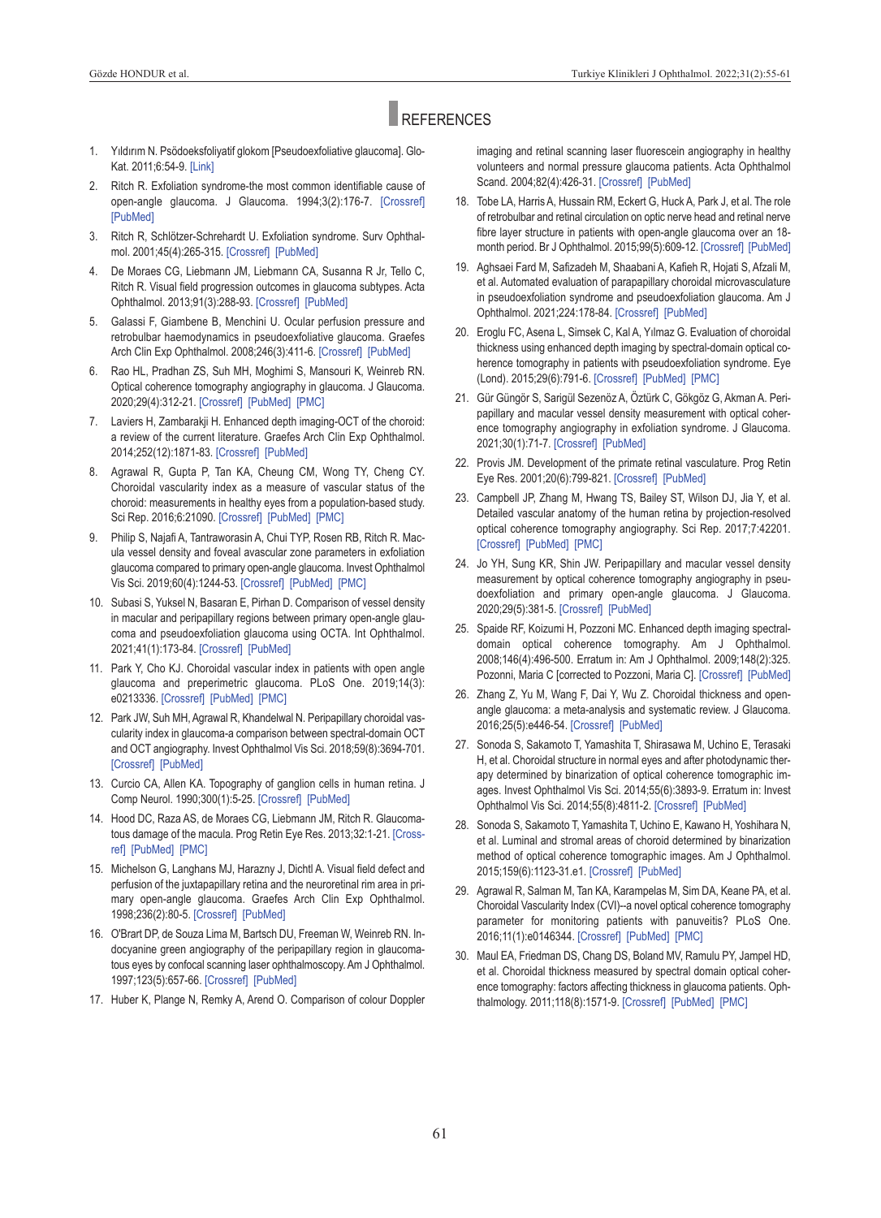## REFERENCES

1. Yıldırım N. Psödoeksfoliyatif glokom [Pseudoexfoliative glaucoma]. Glo-Kat. 2011;6:54-9. [Link]
2. Ritch R. Exfoliation syndrome-the most common identifiable cause of open-angle glaucoma. J Glaucoma. 1994;3(2):176-7. [Crossref] [PubMed]
3. Ritch R, Schlötzer-Schrehardt U. Exfoliation syndrome. Surv Ophthalmol. 2001;45(4):265-315. [Crossref] [PubMed]
4. De Moraes CG, Liebmann JM, Liebmann CA, Susanna R Jr, Tello C, Ritch R. Visual field progression outcomes in glaucoma subtypes. Acta Ophthalmol. 2013;91(3):288-93. [Crossref] [PubMed]
5. Galassi F, Giambene B, Menchini U. Ocular perfusion pressure and retrobulbar haemodynamics in pseudoexfoliative glaucoma. Graefes Arch Clin Exp Ophthalmol. 2008;246(3):411-6. [Crossref] [PubMed]
6. Rao HL, Pradhan ZS, Suh MH, Moghimi S, Mansouri K, Weinreb RN. Optical coherence tomography angiography in glaucoma. J Glaucoma. 2020;29(4):312-21. [Crossref] [PubMed] [PMC]
7. Laviers H, Zambarakji H. Enhanced depth imaging-OCT of the choroid: a review of the current literature. Graefes Arch Clin Exp Ophthalmol. 2014;252(12):1871-83. [Crossref] [PubMed]
8. Agrawal R, Gupta P, Tan KA, Cheung CM, Wong TY, Cheng CY. Choroidal vascularity index as a measure of vascular status of the choroid: measurements in healthy eyes from a population-based study. Sci Rep. 2016;6:21090. [Crossref] [PubMed] [PMC]
9. Philip S, Najafi A, Tantraworasin A, Chui TYP, Rosen RB, Ritch R. Macula vessel density and foveal avascular zone parameters in exfoliation glaucoma compared to primary open-angle glaucoma. Invest Ophthalmol Vis Sci. 2019;60(4):1244-53. [Crossref] [PubMed] [PMC]
10. Subasi S, Yuksel N, Basaran E, Pirhan D. Comparison of vessel density in macular and peripapillary regions between primary open-angle glaucoma and pseudoexfoliation glaucoma using OCTA. Int Ophthalmol. 2021;41(1):173-84. [Crossref] [PubMed]
11. Park Y, Cho KJ. Choroidal vascular index in patients with open angle glaucoma and preperimetric glaucoma. PLoS One. 2019;14(3):e0213336. [Crossref] [PubMed] [PMC]
12. Park JW, Suh MH, Agrawal R, Khandelwal N. Peripapillary choroidal vascularity index in glaucoma-a comparison between spectral-domain OCT and OCT angiography. Invest Ophthalmol Vis Sci. 2018;59(8):3694-701. [Crossref] [PubMed]
13. Curcio CA, Allen KA. Topography of ganglion cells in human retina. J Comp Neurol. 1990;300(1):5-25. [Crossref] [PubMed]
14. Hood DC, Raza AS, de Moraes CG, Liebmann JM, Ritch R. Glaucomatous damage of the macula. Prog Retin Eye Res. 2013;32:1-21. [Crossref] [PubMed] [PMC]
15. Michelson G, Langhans MJ, Harazny J, Dichtl A. Visual field defect and perfusion of the juxtapapillary retina and the neuroretinal rim area in primary open-angle glaucoma. Graefes Arch Clin Exp Ophthalmol. 1998;236(2):80-5. [Crossref] [PubMed]
16. O'Brart DP, de Souza Lima M, Bartsch DU, Freeman W, Weinreb RN. Indocyanine green angiography of the peripapillary region in glaucomatous eyes by confocal scanning laser ophthalmoscopy. Am J Ophthalmol. 1997;123(5):657-66. [Crossref] [PubMed]
17. Huber K, Plange N, Remky A, Arend O. Comparison of colour Doppler imaging and retinal scanning laser fluorescein angiography in healthy volunteers and normal pressure glaucoma patients. Acta Ophthalmol Scand. 2004;82(4):426-31. [Crossref] [PubMed]
18. Tobe LA, Harris A, Hussain RM, Eckert G, Huck A, Park J, et al. The role of retrobulbar and retinal circulation on optic nerve head and retinal nerve fibre layer structure in patients with open-angle glaucoma over an 18-month period. Br J Ophthalmol. 2015;99(5):609-12. [Crossref] [PubMed]
19. Aghsaei Fard M, Safizadeh M, Shaabani A, Kafieh R, Hojati S, Afzali M, et al. Automated evaluation of parapapillary choroidal microvasculature in pseudoexfoliation syndrome and pseudoexfoliation glaucoma. Am J Ophthalmol. 2021;224:178-84. [Crossref] [PubMed]
20. Eroglu FC, Asena L, Simsek C, Kal A, Yılmaz G. Evaluation of choroidal thickness using enhanced depth imaging by spectral-domain optical coherence tomography in patients with pseudoexfoliation syndrome. Eye (Lond). 2015;29(6):791-6. [Crossref] [PubMed] [PMC]
21. Gür Güngör S, Sarigül Sezenöz A, Öztürk C, Gökgöz G, Akman A. Peripapillary and macular vessel density measurement with optical coherence tomography angiography in exfoliation syndrome. J Glaucoma. 2021;30(1):71-7. [Crossref] [PubMed]
22. Provis JM. Development of the primate retinal vasculature. Prog Retin Eye Res. 2001;20(6):799-821. [Crossref] [PubMed]
23. Campbell JP, Zhang M, Hwang TS, Bailey ST, Wilson DJ, Jia Y, et al. Detailed vascular anatomy of the human retina by projection-resolved optical coherence tomography angiography. Sci Rep. 2017;7:42201. [Crossref] [PubMed] [PMC]
24. Jo YH, Sung KR, Shin JW. Peripapillary and macular vessel density measurement by optical coherence tomography angiography in pseudoexfoliation and primary open-angle glaucoma. J Glaucoma. 2020;29(5):381-5. [Crossref] [PubMed]
25. Spaide RF, Koizumi H, Pozzoni MC. Enhanced depth imaging spectral-domain optical coherence tomography. Am J Ophthalmol. 2008;146(4):496-500. Erratum in: Am J Ophthalmol. 2009;148(2):325. Pozonni, Maria C [corrected to Pozzoni, Maria C]. [Crossref] [PubMed]
26. Zhang Z, Yu M, Wang F, Dai Y, Wu Z. Choroidal thickness and open-angle glaucoma: a meta-analysis and systematic review. J Glaucoma. 2016;25(5):e446-54. [Crossref] [PubMed]
27. Sonoda S, Sakamoto T, Yamashita T, Shirasawa M, Uchino E, Terasaki H, et al. Choroidal structure in normal eyes and after photodynamic therapy determined by binarization of optical coherence tomographic images. Invest Ophthalmol Vis Sci. 2014;55(6):3893-9. Erratum in: Invest Ophthalmol Vis Sci. 2014;55(8):4811-2. [Crossref] [PubMed]
28. Sonoda S, Sakamoto T, Yamashita T, Uchino E, Kawano H, Yoshihara N, et al. Luminal and stromal areas of choroid determined by binarization method of optical coherence tomographic images. Am J Ophthalmol. 2015;159(6):1123-31.e1. [Crossref] [PubMed]
29. Agrawal R, Salman M, Tan KA, Karampelas M, Sim DA, Keane PA, et al. Choroidal Vascularity Index (CVI)--a novel optical coherence tomography parameter for monitoring patients with panuveitis? PLoS One. 2016;11(1):e0146344. [Crossref] [PubMed] [PMC]
30. Maul EA, Friedman DS, Chang DS, Boland MV, Ramulu PY, Jampel HD, et al. Choroidal thickness measured by spectral domain optical coherence tomography: factors affecting thickness in glaucoma patients. Ophthalmology. 2011;118(8):1571-9. [Crossref] [PubMed] [PMC]